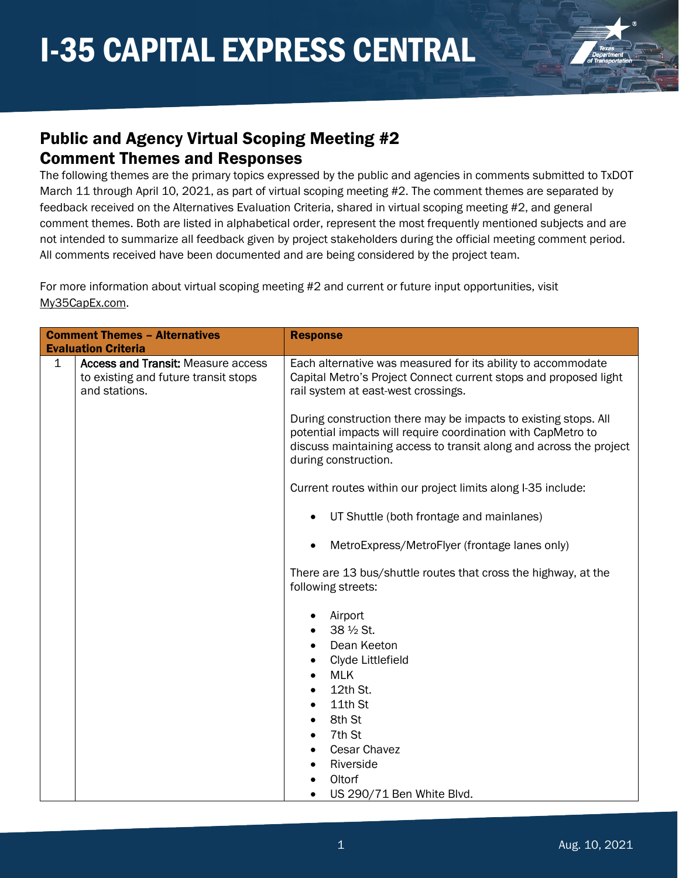# I-35 CAPITAL EXPRESS CENTRAL

## Public and Agency Virtual Scoping Meeting #2
## Comment Themes and Responses

The following themes are the primary topics expressed by the public and agencies in comments submitted to TxDOT March 11 through April 10, 2021, as part of virtual scoping meeting #2. The comment themes are separated by feedback received on the Alternatives Evaluation Criteria, shared in virtual scoping meeting #2, and general comment themes. Both are listed in alphabetical order, represent the most frequently mentioned subjects and are not intended to summarize all feedback given by project stakeholders during the official meeting comment period. All comments received have been documented and are being considered by the project team.

For more information about virtual scoping meeting #2 and current or future input opportunities, visit My35CapEx.com.

| | Comment Themes – Alternatives Evaluation Criteria | Response |
|---|---|---|
| 1 | **Access and Transit:** Measure access to existing and future transit stops and stations. | Each alternative was measured for its ability to accommodate Capital Metro's Project Connect current stops and proposed light rail system at east-west crossings.<br><br>During construction there may be impacts to existing stops. All potential impacts will require coordination with CapMetro to discuss maintaining access to transit along and across the project during construction.<br><br>Current routes within our project limits along I-35 include:<br><br>• UT Shuttle (both frontage and mainlanes)<br>• MetroExpress/MetroFlyer (frontage lanes only)<br><br>There are 13 bus/shuttle routes that cross the highway, at the following streets:<br><br>• Airport<br>• 38 ½ St.<br>• Dean Keeton<br>• Clyde Littlefield<br>• MLK<br>• 12th St.<br>• 11th St<br>• 8th St<br>• 7th St<br>• Cesar Chavez<br>• Riverside<br>• Oltorf<br>• US 290/71 Ben White Blvd. |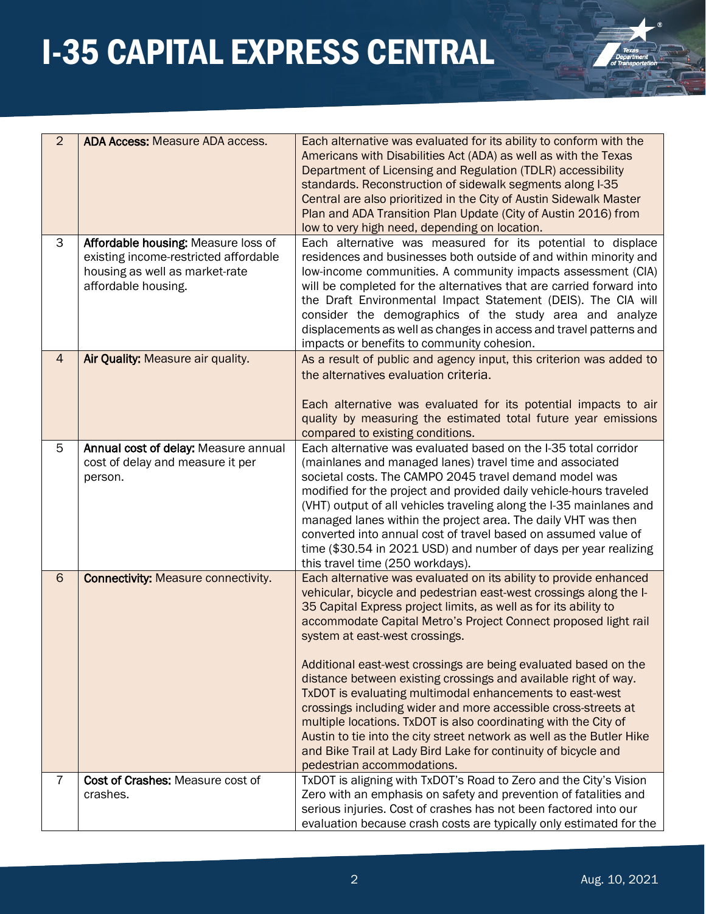| | | |
|---|---|---|
| 2 | **ADA Access:** Measure ADA access. | Each alternative was evaluated for its ability to conform with the Americans with Disabilities Act (ADA) as well as with the Texas Department of Licensing and Regulation (TDLR) accessibility standards. Reconstruction of sidewalk segments along I-35 Central are also prioritized in the City of Austin Sidewalk Master Plan and ADA Transition Plan Update (City of Austin 2016) from low to very high need, depending on location. |
| 3 | **Affordable housing:** Measure loss of existing income-restricted affordable housing as well as market-rate affordable housing. | Each alternative was measured for its potential to displace residences and businesses both outside of and within minority and low-income communities. A community impacts assessment (CIA) will be completed for the alternatives that are carried forward into the Draft Environmental Impact Statement (DEIS). The CIA will consider the demographics of the study area and analyze displacements as well as changes in access and travel patterns and impacts or benefits to community cohesion. |
| 4 | **Air Quality:** Measure air quality. | As a result of public and agency input, this criterion was added to the alternatives evaluation criteria.<br><br>Each alternative was evaluated for its potential impacts to air quality by measuring the estimated total future year emissions compared to existing conditions. |
| 5 | **Annual cost of delay:** Measure annual cost of delay and measure it per person. | Each alternative was evaluated based on the I-35 total corridor (mainlanes and managed lanes) travel time and associated societal costs. The CAMPO 2045 travel demand model was modified for the project and provided daily vehicle-hours traveled (VHT) output of all vehicles traveling along the I-35 mainlanes and managed lanes within the project area. The daily VHT was then converted into annual cost of travel based on assumed value of time ($30.54 in 2021 USD) and number of days per year realizing this travel time (250 workdays). |
| 6 | **Connectivity:** Measure connectivity. | Each alternative was evaluated on its ability to provide enhanced vehicular, bicycle and pedestrian east-west crossings along the I-35 Capital Express project limits, as well as for its ability to accommodate Capital Metro's Project Connect proposed light rail system at east-west crossings.<br><br>Additional east-west crossings are being evaluated based on the distance between existing crossings and available right of way. TxDOT is evaluating multimodal enhancements to east-west crossings including wider and more accessible cross-streets at multiple locations. TxDOT is also coordinating with the City of Austin to tie into the city street network as well as the Butler Hike and Bike Trail at Lady Bird Lake for continuity of bicycle and pedestrian accommodations. |
| 7 | **Cost of Crashes:** Measure cost of crashes. | TxDOT is aligning with TxDOT's Road to Zero and the City's Vision Zero with an emphasis on safety and prevention of fatalities and serious injuries. Cost of crashes has not been factored into our evaluation because crash costs are typically only estimated for the |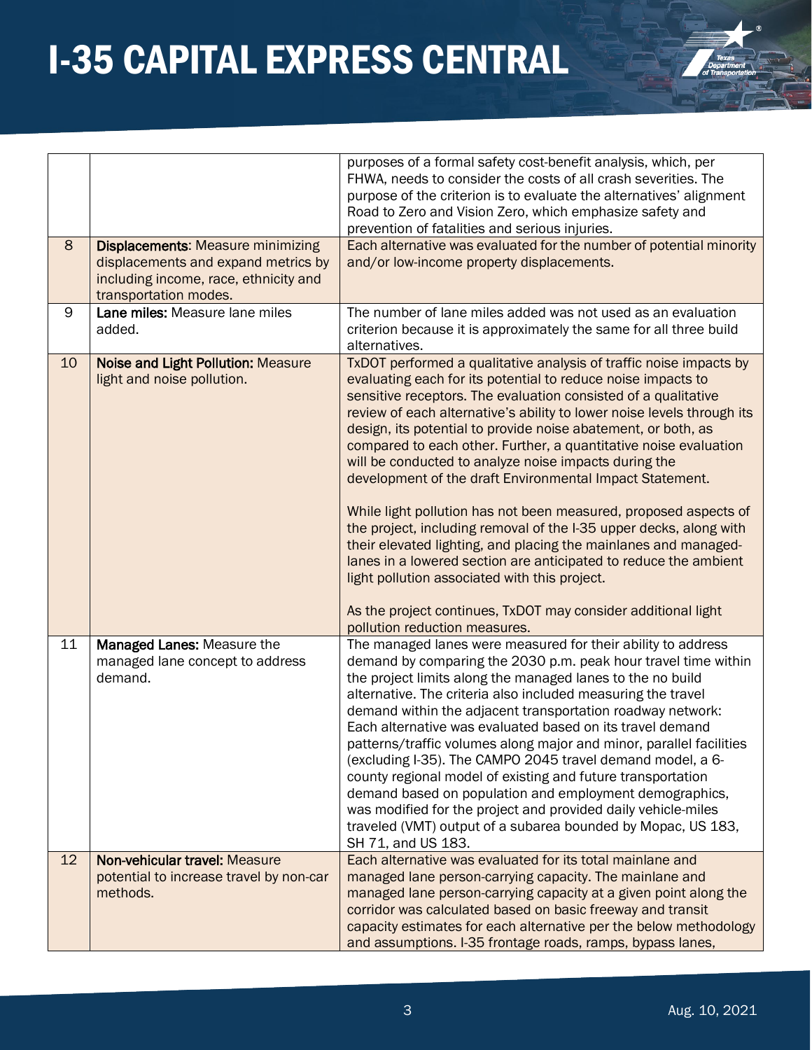| | | |
|---|---|---|
| | | purposes of a formal safety cost-benefit analysis, which, per FHWA, needs to consider the costs of all crash severities. The purpose of the criterion is to evaluate the alternatives' alignment Road to Zero and Vision Zero, which emphasize safety and prevention of fatalities and serious injuries. |
| 8 | **Displacements**: Measure minimizing displacements and expand metrics by including income, race, ethnicity and transportation modes. | Each alternative was evaluated for the number of potential minority and/or low-income property displacements. |
| 9 | **Lane miles:** Measure lane miles added. | The number of lane miles added was not used as an evaluation criterion because it is approximately the same for all three build alternatives. |
| 10 | **Noise and Light Pollution:** Measure light and noise pollution. | TxDOT performed a qualitative analysis of traffic noise impacts by evaluating each for its potential to reduce noise impacts to sensitive receptors. The evaluation consisted of a qualitative review of each alternative's ability to lower noise levels through its design, its potential to provide noise abatement, or both, as compared to each other. Further, a quantitative noise evaluation will be conducted to analyze noise impacts during the development of the draft Environmental Impact Statement.<br><br>While light pollution has not been measured, proposed aspects of the project, including removal of the I-35 upper decks, along with their elevated lighting, and placing the mainlanes and managed-lanes in a lowered section are anticipated to reduce the ambient light pollution associated with this project.<br><br>As the project continues, TxDOT may consider additional light pollution reduction measures. |
| 11 | **Managed Lanes:** Measure the managed lane concept to address demand. | The managed lanes were measured for their ability to address demand by comparing the 2030 p.m. peak hour travel time within the project limits along the managed lanes to the no build alternative. The criteria also included measuring the travel demand within the adjacent transportation roadway network: Each alternative was evaluated based on its travel demand patterns/traffic volumes along major and minor, parallel facilities (excluding I-35). The CAMPO 2045 travel demand model, a 6-county regional model of existing and future transportation demand based on population and employment demographics, was modified for the project and provided daily vehicle-miles traveled (VMT) output of a subarea bounded by Mopac, US 183, SH 71, and US 183. |
| 12 | **Non-vehicular travel:** Measure potential to increase travel by non-car methods. | Each alternative was evaluated for its total mainlane and managed lane person-carrying capacity. The mainlane and managed lane person-carrying capacity at a given point along the corridor was calculated based on basic freeway and transit capacity estimates for each alternative per the below methodology and assumptions. I-35 frontage roads, ramps, bypass lanes, |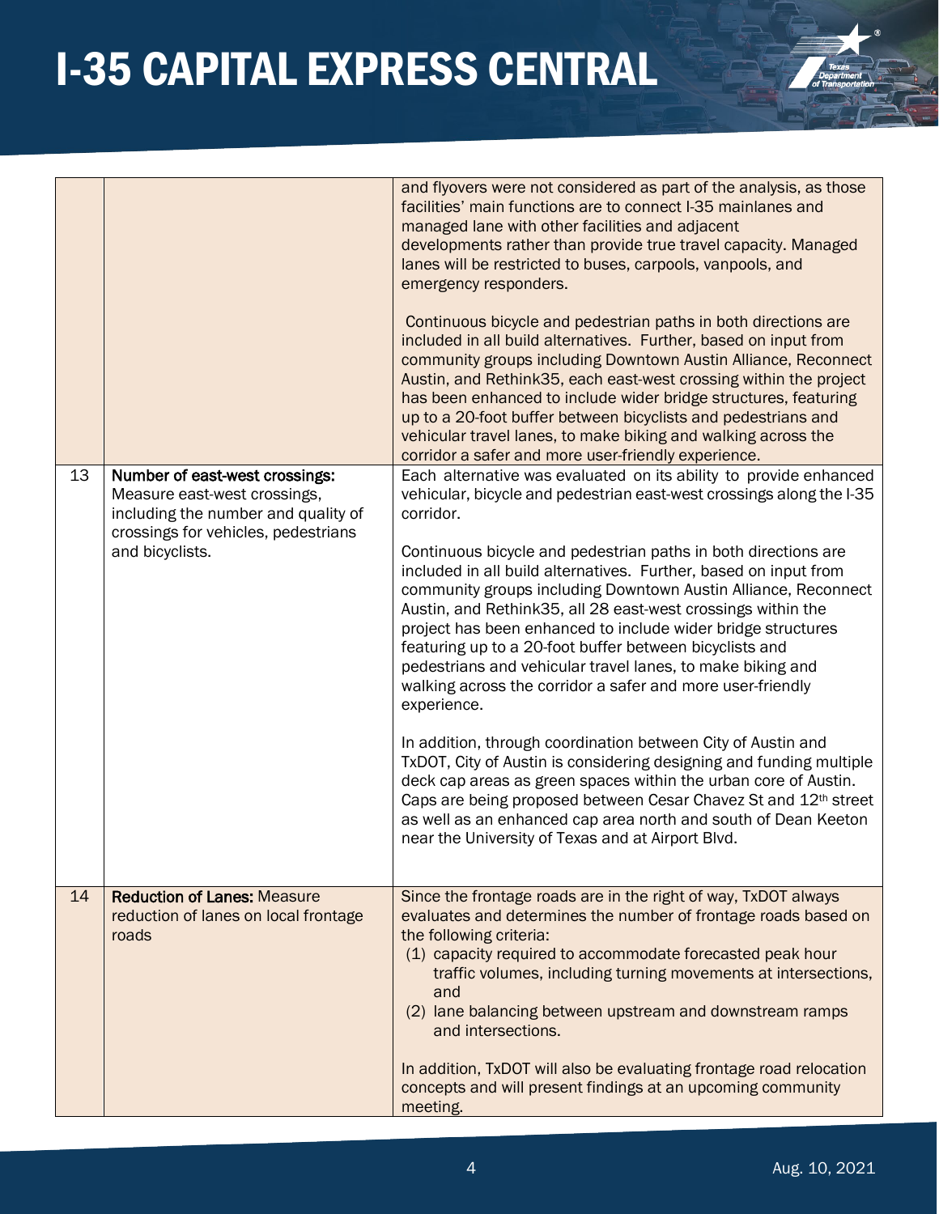| | | |
|---|---|---|
| | | and flyovers were not considered as part of the analysis, as those facilities' main functions are to connect I-35 mainlanes and managed lane with other facilities and adjacent developments rather than provide true travel capacity. Managed lanes will be restricted to buses, carpools, vanpools, and emergency responders.<br><br>Continuous bicycle and pedestrian paths in both directions are included in all build alternatives. Further, based on input from community groups including Downtown Austin Alliance, Reconnect Austin, and Rethink35, each east-west crossing within the project has been enhanced to include wider bridge structures, featuring up to a 20-foot buffer between bicyclists and pedestrians and vehicular travel lanes, to make biking and walking across the corridor a safer and more user-friendly experience. |
| 13 | **Number of east-west crossings:** Measure east-west crossings, including the number and quality of crossings for vehicles, pedestrians and bicyclists. | Each alternative was evaluated on its ability to provide enhanced vehicular, bicycle and pedestrian east-west crossings along the I-35 corridor.<br><br>Continuous bicycle and pedestrian paths in both directions are included in all build alternatives. Further, based on input from community groups including Downtown Austin Alliance, Reconnect Austin, and Rethink35, all 28 east-west crossings within the project has been enhanced to include wider bridge structures featuring up to a 20-foot buffer between bicyclists and pedestrians and vehicular travel lanes, to make biking and walking across the corridor a safer and more user-friendly experience.<br><br>In addition, through coordination between City of Austin and TxDOT, City of Austin is considering designing and funding multiple deck cap areas as green spaces within the urban core of Austin. Caps are being proposed between Cesar Chavez St and 12th street as well as an enhanced cap area north and south of Dean Keeton near the University of Texas and at Airport Blvd. |
| 14 | **Reduction of Lanes:** Measure reduction of lanes on local frontage roads | Since the frontage roads are in the right of way, TxDOT always evaluates and determines the number of frontage roads based on the following criteria:<br>(1) capacity required to accommodate forecasted peak hour traffic volumes, including turning movements at intersections, and<br>(2) lane balancing between upstream and downstream ramps and intersections.<br><br>In addition, TxDOT will also be evaluating frontage road relocation concepts and will present findings at an upcoming community meeting. |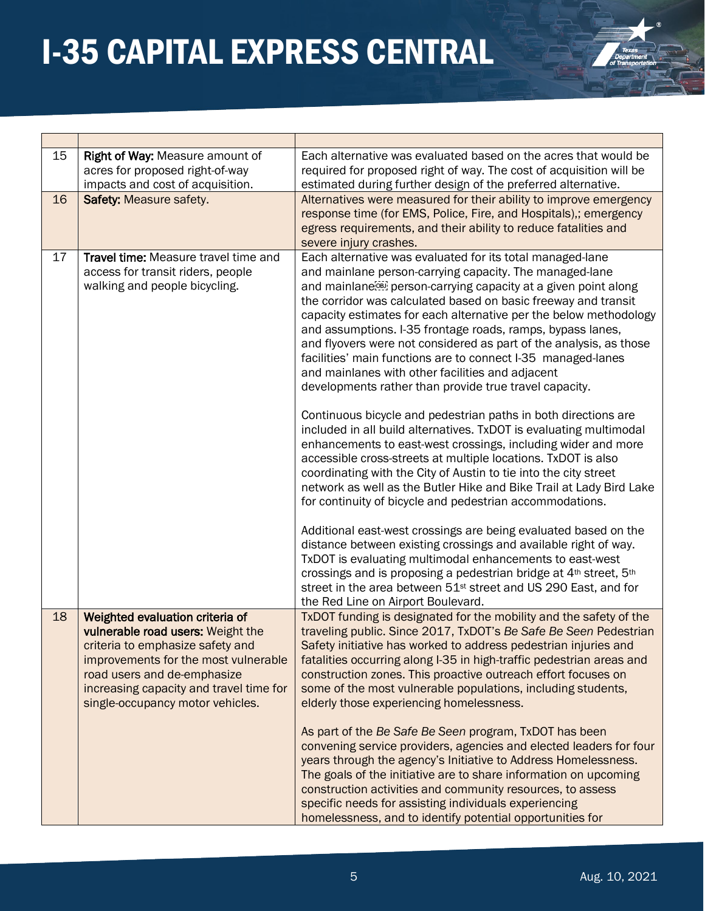| | | |
|---|---|---|
| 15 | **Right of Way:** Measure amount of acres for proposed right-of-way impacts and cost of acquisition. | Each alternative was evaluated based on the acres that would be required for proposed right of way. The cost of acquisition will be estimated during further design of the preferred alternative. |
| 16 | **Safety:** Measure safety. | Alternatives were measured for their ability to improve emergency response time (for EMS, Police, Fire, and Hospitals),; emergency egress requirements, and their ability to reduce fatalities and severe injury crashes. |
| 17 | **Travel time:** Measure travel time and access for transit riders, people walking and people bicycling. | Each alternative was evaluated for its total managed-lane and mainlane person-carrying capacity. The managed-lane and mainlane person-carrying capacity at a given point along the corridor was calculated based on basic freeway and transit capacity estimates for each alternative per the below methodology and assumptions. I-35 frontage roads, ramps, bypass lanes, and flyovers were not considered as part of the analysis, as those facilities' main functions are to connect I-35 managed-lanes and mainlanes with other facilities and adjacent developments rather than provide true travel capacity.<br><br>Continuous bicycle and pedestrian paths in both directions are included in all build alternatives. TxDOT is evaluating multimodal enhancements to east-west crossings, including wider and more accessible cross-streets at multiple locations. TxDOT is also coordinating with the City of Austin to tie into the city street network as well as the Butler Hike and Bike Trail at Lady Bird Lake for continuity of bicycle and pedestrian accommodations.<br><br>Additional east-west crossings are being evaluated based on the distance between existing crossings and available right of way. TxDOT is evaluating multimodal enhancements to east-west crossings and is proposing a pedestrian bridge at 4th street, 5th street in the area between 51st street and US 290 East, and for the Red Line on Airport Boulevard. |
| 18 | **Weighted evaluation criteria of vulnerable road users:** Weight the criteria to emphasize safety and improvements for the most vulnerable road users and de-emphasize increasing capacity and travel time for single-occupancy motor vehicles. | TxDOT funding is designated for the mobility and the safety of the traveling public. Since 2017, TxDOT's *Be Safe Be Seen* Pedestrian Safety initiative has worked to address pedestrian injuries and fatalities occurring along I-35 in high-traffic pedestrian areas and construction zones. This proactive outreach effort focuses on some of the most vulnerable populations, including students, elderly those experiencing homelessness.<br><br>As part of the *Be Safe Be Seen* program, TxDOT has been convening service providers, agencies and elected leaders for four years through the agency's Initiative to Address Homelessness. The goals of the initiative are to share information on upcoming construction activities and community resources, to assess specific needs for assisting individuals experiencing homelessness, and to identify potential opportunities for |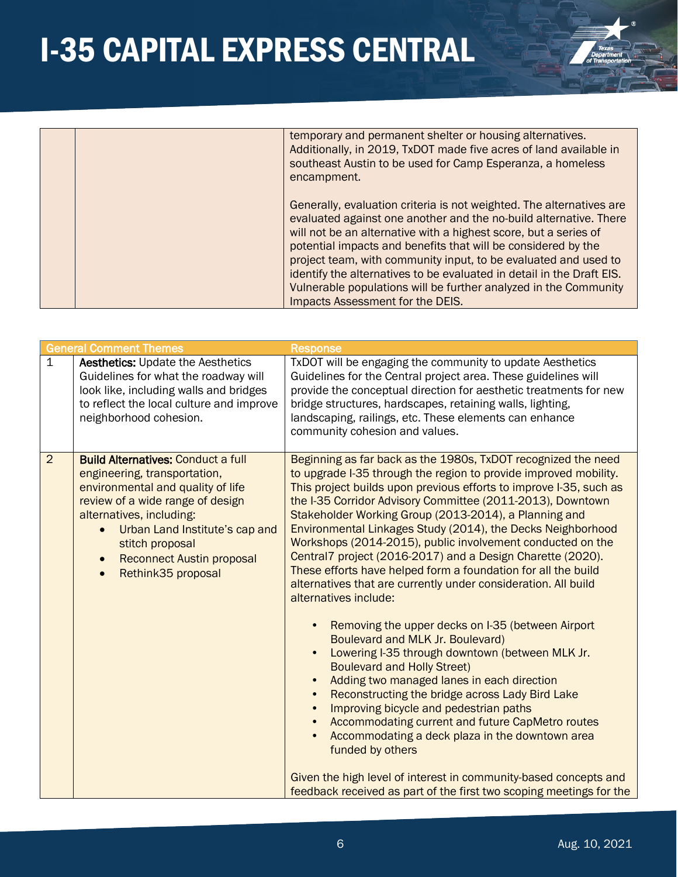| | | |
|---|---|---|
| | | temporary and permanent shelter or housing alternatives. Additionally, in 2019, TxDOT made five acres of land available in southeast Austin to be used for Camp Esperanza, a homeless encampment.<br><br>Generally, evaluation criteria is not weighted. The alternatives are evaluated against one another and the no-build alternative. There will not be an alternative with a highest score, but a series of potential impacts and benefits that will be considered by the project team, with community input, to be evaluated and used to identify the alternatives to be evaluated in detail in the Draft EIS. Vulnerable populations will be further analyzed in the Community Impacts Assessment for the DEIS. |

| | General Comment Themes | Response |
|---|---|---|
| 1 | **Aesthetics:** Update the Aesthetics Guidelines for what the roadway will look like, including walls and bridges to reflect the local culture and improve neighborhood cohesion. | TxDOT will be engaging the community to update Aesthetics Guidelines for the Central project area. These guidelines will provide the conceptual direction for aesthetic treatments for new bridge structures, hardscapes, retaining walls, lighting, landscaping, railings, etc. These elements can enhance community cohesion and values. |
| 2 | **Build Alternatives:** Conduct a full engineering, transportation, environmental and quality of life review of a wide range of design alternatives, including:<br>• Urban Land Institute's cap and stitch proposal<br>• Reconnect Austin proposal<br>• Rethink35 proposal | Beginning as far back as the 1980s, TxDOT recognized the need to upgrade I-35 through the region to provide improved mobility. This project builds upon previous efforts to improve I-35, such as the I-35 Corridor Advisory Committee (2011-2013), Downtown Stakeholder Working Group (2013-2014), a Planning and Environmental Linkages Study (2014), the Decks Neighborhood Workshops (2014-2015), public involvement conducted on the Central7 project (2016-2017) and a Design Charette (2020). These efforts have helped form a foundation for all the build alternatives that are currently under consideration. All build alternatives include:<br><br>• Removing the upper decks on I-35 (between Airport Boulevard and MLK Jr. Boulevard)<br>• Lowering I-35 through downtown (between MLK Jr. Boulevard and Holly Street)<br>• Adding two managed lanes in each direction<br>• Reconstructing the bridge across Lady Bird Lake<br>• Improving bicycle and pedestrian paths<br>• Accommodating current and future CapMetro routes<br>• Accommodating a deck plaza in the downtown area funded by others<br><br>Given the high level of interest in community-based concepts and feedback received as part of the first two scoping meetings for the |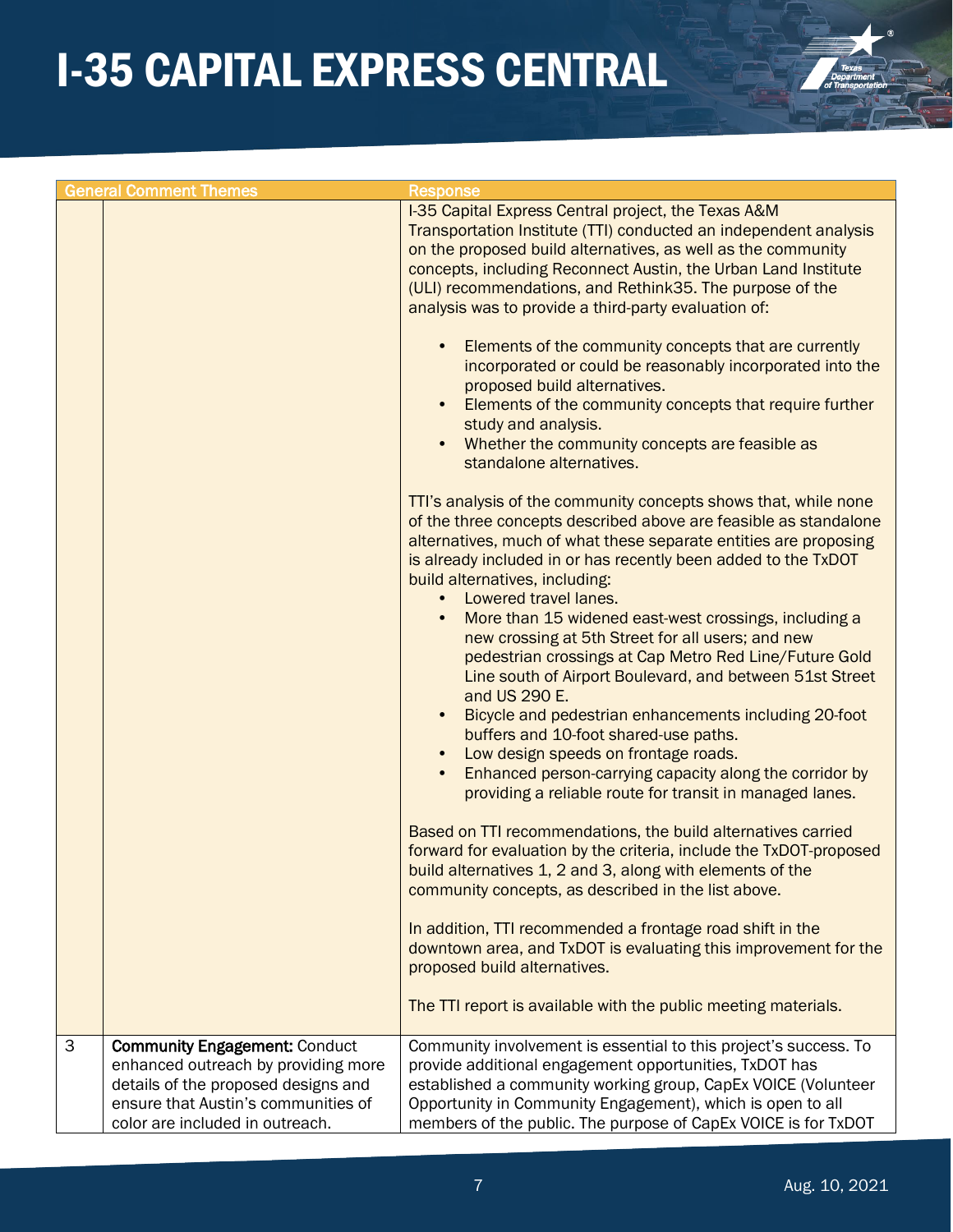| General Comment Themes | | Response |
|---|---|---|
| | | I-35 Capital Express Central project, the Texas A&M Transportation Institute (TTI) conducted an independent analysis on the proposed build alternatives, as well as the community concepts, including Reconnect Austin, the Urban Land Institute (ULI) recommendations, and Rethink35. The purpose of the analysis was to provide a third-party evaluation of:<br><br>• Elements of the community concepts that are currently incorporated or could be reasonably incorporated into the proposed build alternatives.<br>• Elements of the community concepts that require further study and analysis.<br>• Whether the community concepts are feasible as standalone alternatives.<br><br>TTI's analysis of the community concepts shows that, while none of the three concepts described above are feasible as standalone alternatives, much of what these separate entities are proposing is already included in or has recently been added to the TxDOT build alternatives, including:<br>• Lowered travel lanes.<br>• More than 15 widened east-west crossings, including a new crossing at 5th Street for all users; and new pedestrian crossings at Cap Metro Red Line/Future Gold Line south of Airport Boulevard, and between 51st Street and US 290 E.<br>• Bicycle and pedestrian enhancements including 20-foot buffers and 10-foot shared-use paths.<br>• Low design speeds on frontage roads.<br>• Enhanced person-carrying capacity along the corridor by providing a reliable route for transit in managed lanes.<br><br>Based on TTI recommendations, the build alternatives carried forward for evaluation by the criteria, include the TxDOT-proposed build alternatives 1, 2 and 3, along with elements of the community concepts, as described in the list above.<br><br>In addition, TTI recommended a frontage road shift in the downtown area, and TxDOT is evaluating this improvement for the proposed build alternatives.<br><br>The TTI report is available with the public meeting materials. |
| 3 | **Community Engagement:** Conduct enhanced outreach by providing more details of the proposed designs and ensure that Austin's communities of color are included in outreach. | Community involvement is essential to this project's success. To provide additional engagement opportunities, TxDOT has established a community working group, CapEx VOICE (Volunteer Opportunity in Community Engagement), which is open to all members of the public. The purpose of CapEx VOICE is for TxDOT |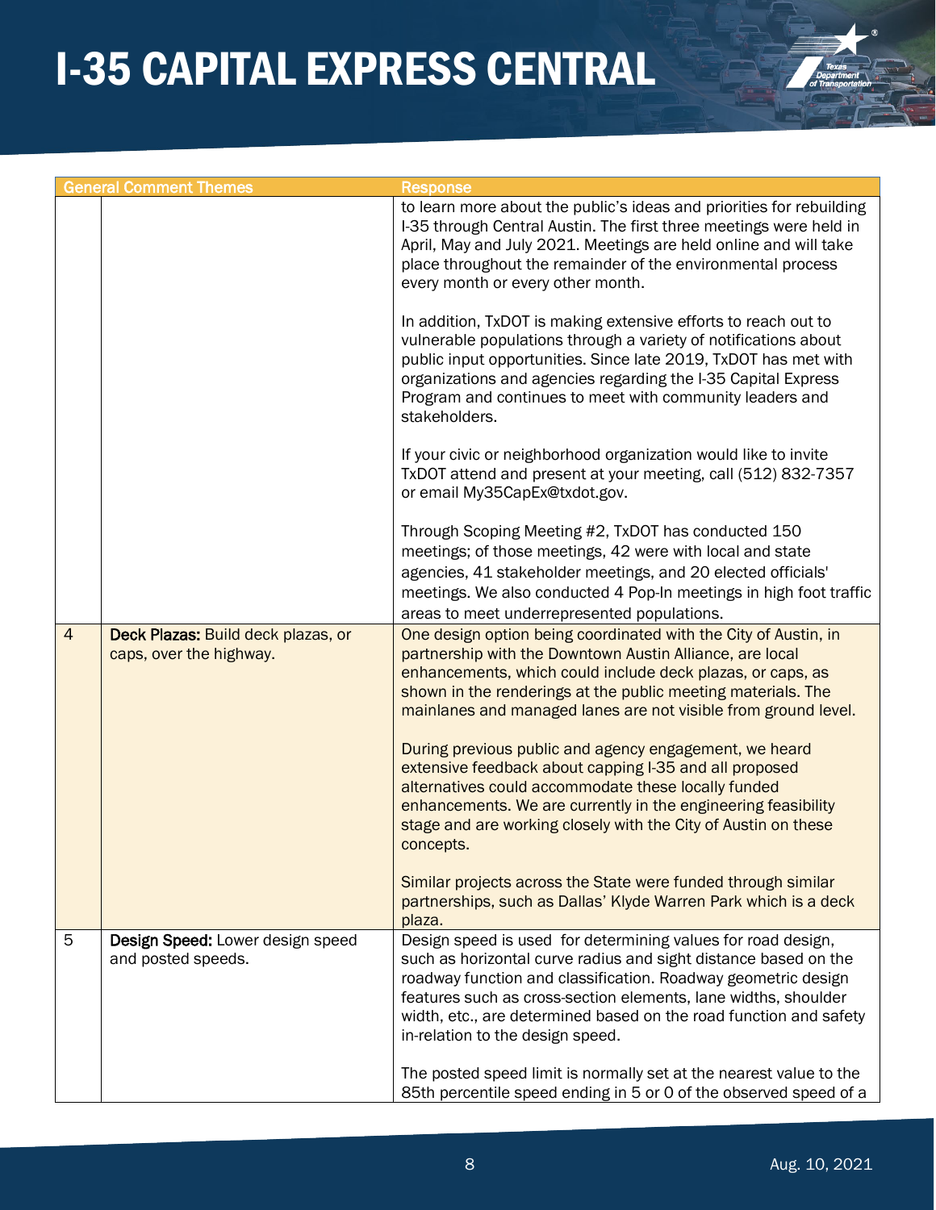| | General Comment Themes | Response |
|---|---|---|
| | | to learn more about the public's ideas and priorities for rebuilding I-35 through Central Austin. The first three meetings were held in April, May and July 2021. Meetings are held online and will take place throughout the remainder of the environmental process every month or every other month.<br><br>In addition, TxDOT is making extensive efforts to reach out to vulnerable populations through a variety of notifications about public input opportunities. Since late 2019, TxDOT has met with organizations and agencies regarding the I-35 Capital Express Program and continues to meet with community leaders and stakeholders.<br><br>If your civic or neighborhood organization would like to invite TxDOT attend and present at your meeting, call (512) 832-7357 or email My35CapEx@txdot.gov.<br><br>Through Scoping Meeting #2, TxDOT has conducted 150 meetings; of those meetings, 42 were with local and state agencies, 41 stakeholder meetings, and 20 elected officials' meetings. We also conducted 4 Pop-In meetings in high foot traffic areas to meet underrepresented populations. |
| 4 | **Deck Plazas:** Build deck plazas, or caps, over the highway. | One design option being coordinated with the City of Austin, in partnership with the Downtown Austin Alliance, are local enhancements, which could include deck plazas, or caps, as shown in the renderings at the public meeting materials. The mainlanes and managed lanes are not visible from ground level.<br><br>During previous public and agency engagement, we heard extensive feedback about capping I-35 and all proposed alternatives could accommodate these locally funded enhancements. We are currently in the engineering feasibility stage and are working closely with the City of Austin on these concepts.<br><br>Similar projects across the State were funded through similar partnerships, such as Dallas' Klyde Warren Park which is a deck plaza. |
| 5 | **Design Speed:** Lower design speed and posted speeds. | Design speed is used for determining values for road design, such as horizontal curve radius and sight distance based on the roadway function and classification. Roadway geometric design features such as cross-section elements, lane widths, shoulder width, etc., are determined based on the road function and safety in-relation to the design speed.<br><br>The posted speed limit is normally set at the nearest value to the 85th percentile speed ending in 5 or 0 of the observed speed of a |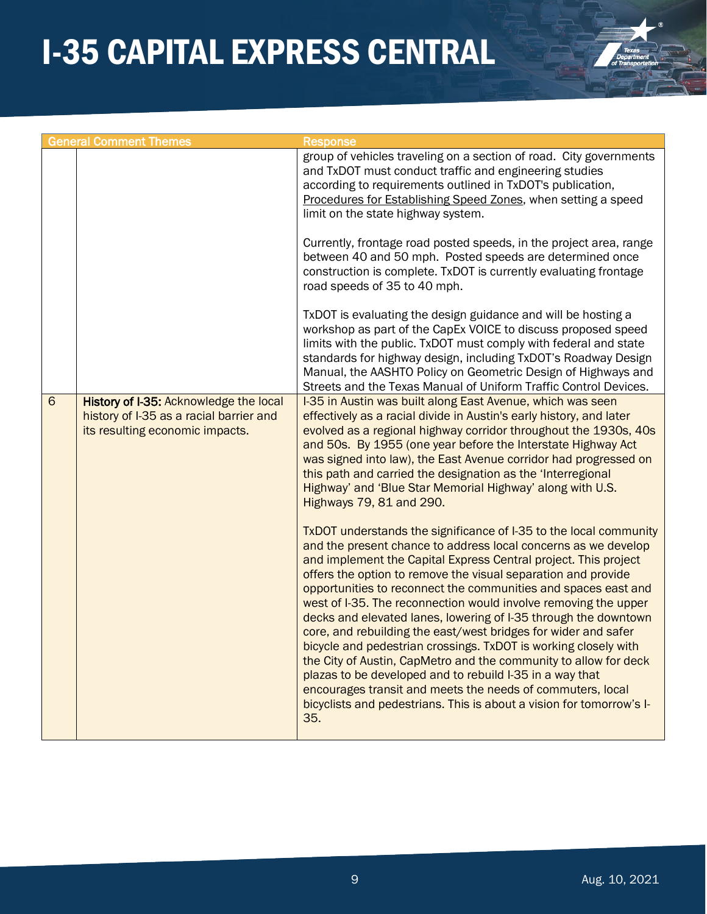| General Comment Themes | | Response |
|---|---|---|
| | | group of vehicles traveling on a section of road. City governments and TxDOT must conduct traffic and engineering studies according to requirements outlined in TxDOT's publication, Procedures for Establishing Speed Zones, when setting a speed limit on the state highway system.<br><br>Currently, frontage road posted speeds, in the project area, range between 40 and 50 mph. Posted speeds are determined once construction is complete. TxDOT is currently evaluating frontage road speeds of 35 to 40 mph.<br><br>TxDOT is evaluating the design guidance and will be hosting a workshop as part of the CapEx VOICE to discuss proposed speed limits with the public. TxDOT must comply with federal and state standards for highway design, including TxDOT's Roadway Design Manual, the AASHTO Policy on Geometric Design of Highways and Streets and the Texas Manual of Uniform Traffic Control Devices. |
| 6 | **History of I-35:** Acknowledge the local history of I-35 as a racial barrier and its resulting economic impacts. | I-35 in Austin was built along East Avenue, which was seen effectively as a racial divide in Austin's early history, and later evolved as a regional highway corridor throughout the 1930s, 40s and 50s. By 1955 (one year before the Interstate Highway Act was signed into law), the East Avenue corridor had progressed on this path and carried the designation as the 'Interregional Highway' and 'Blue Star Memorial Highway' along with U.S. Highways 79, 81 and 290.<br><br>TxDOT understands the significance of I-35 to the local community and the present chance to address local concerns as we develop and implement the Capital Express Central project. This project offers the option to remove the visual separation and provide opportunities to reconnect the communities and spaces east and west of I-35. The reconnection would involve removing the upper decks and elevated lanes, lowering of I-35 through the downtown core, and rebuilding the east/west bridges for wider and safer bicycle and pedestrian crossings. TxDOT is working closely with the City of Austin, CapMetro and the community to allow for deck plazas to be developed and to rebuild I-35 in a way that encourages transit and meets the needs of commuters, local bicyclists and pedestrians. This is about a vision for tomorrow's I-35. |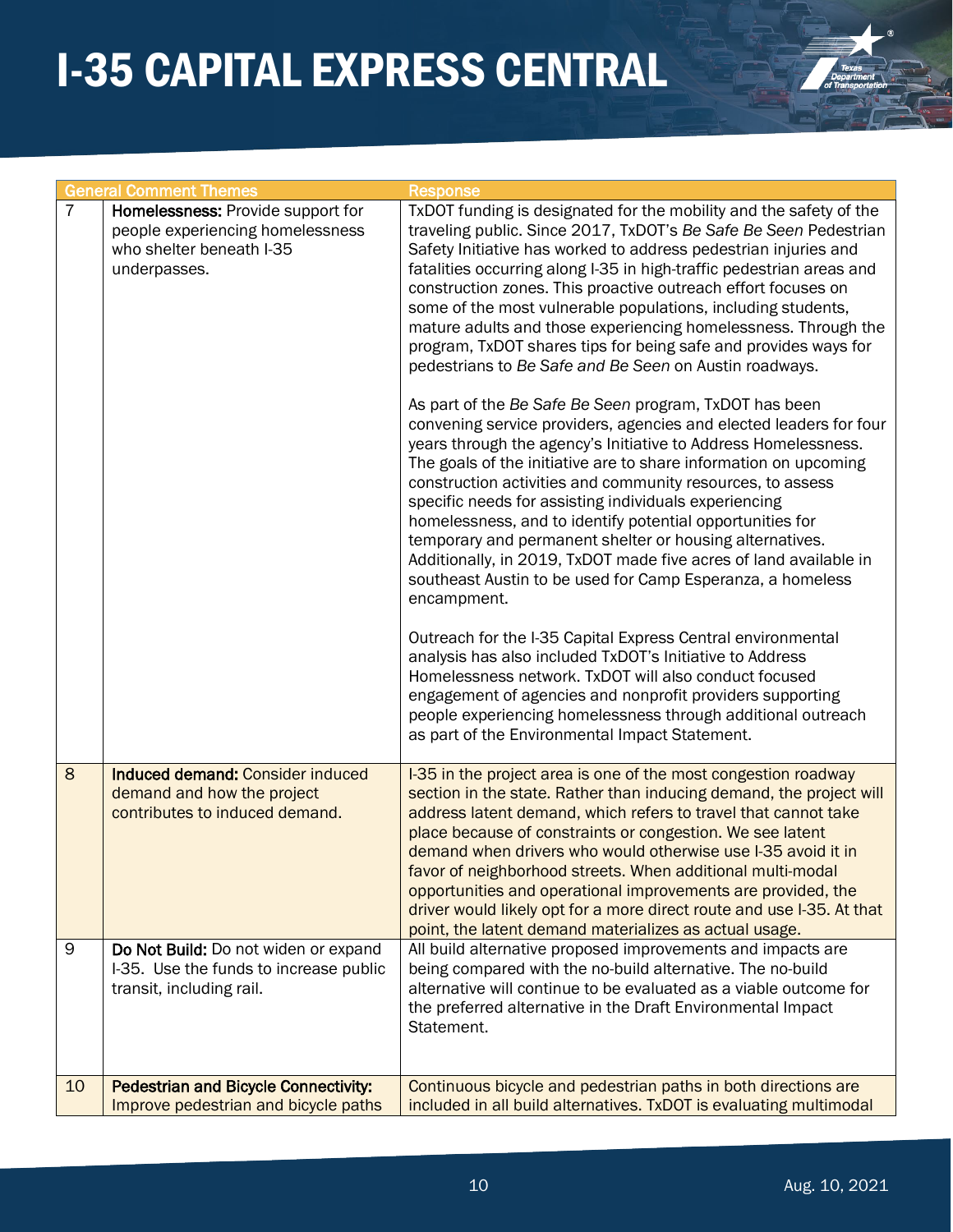| General Comment Themes | | Response |
|---|---|---|
| 7 | **Homelessness:** Provide support for people experiencing homelessness who shelter beneath I-35 underpasses. | TxDOT funding is designated for the mobility and the safety of the traveling public. Since 2017, TxDOT's *Be Safe Be Seen* Pedestrian Safety Initiative has worked to address pedestrian injuries and fatalities occurring along I-35 in high-traffic pedestrian areas and construction zones. This proactive outreach effort focuses on some of the most vulnerable populations, including students, mature adults and those experiencing homelessness. Through the program, TxDOT shares tips for being safe and provides ways for pedestrians to *Be Safe and Be Seen* on Austin roadways.<br><br>As part of the *Be Safe Be Seen* program, TxDOT has been convening service providers, agencies and elected leaders for four years through the agency's Initiative to Address Homelessness. The goals of the initiative are to share information on upcoming construction activities and community resources, to assess specific needs for assisting individuals experiencing homelessness, and to identify potential opportunities for temporary and permanent shelter or housing alternatives. Additionally, in 2019, TxDOT made five acres of land available in southeast Austin to be used for Camp Esperanza, a homeless encampment.<br><br>Outreach for the I-35 Capital Express Central environmental analysis has also included TxDOT's Initiative to Address Homelessness network. TxDOT will also conduct focused engagement of agencies and nonprofit providers supporting people experiencing homelessness through additional outreach as part of the Environmental Impact Statement. |
| 8 | **Induced demand:** Consider induced demand and how the project contributes to induced demand. | I-35 in the project area is one of the most congestion roadway section in the state. Rather than inducing demand, the project will address latent demand, which refers to travel that cannot take place because of constraints or congestion. We see latent demand when drivers who would otherwise use I-35 avoid it in favor of neighborhood streets. When additional multi-modal opportunities and operational improvements are provided, the driver would likely opt for a more direct route and use I-35. At that point, the latent demand materializes as actual usage. |
| 9 | **Do Not Build:** Do not widen or expand I-35. Use the funds to increase public transit, including rail. | All build alternative proposed improvements and impacts are being compared with the no-build alternative. The no-build alternative will continue to be evaluated as a viable outcome for the preferred alternative in the Draft Environmental Impact Statement. |
| 10 | **Pedestrian and Bicycle Connectivity:** Improve pedestrian and bicycle paths | Continuous bicycle and pedestrian paths in both directions are included in all build alternatives. TxDOT is evaluating multimodal |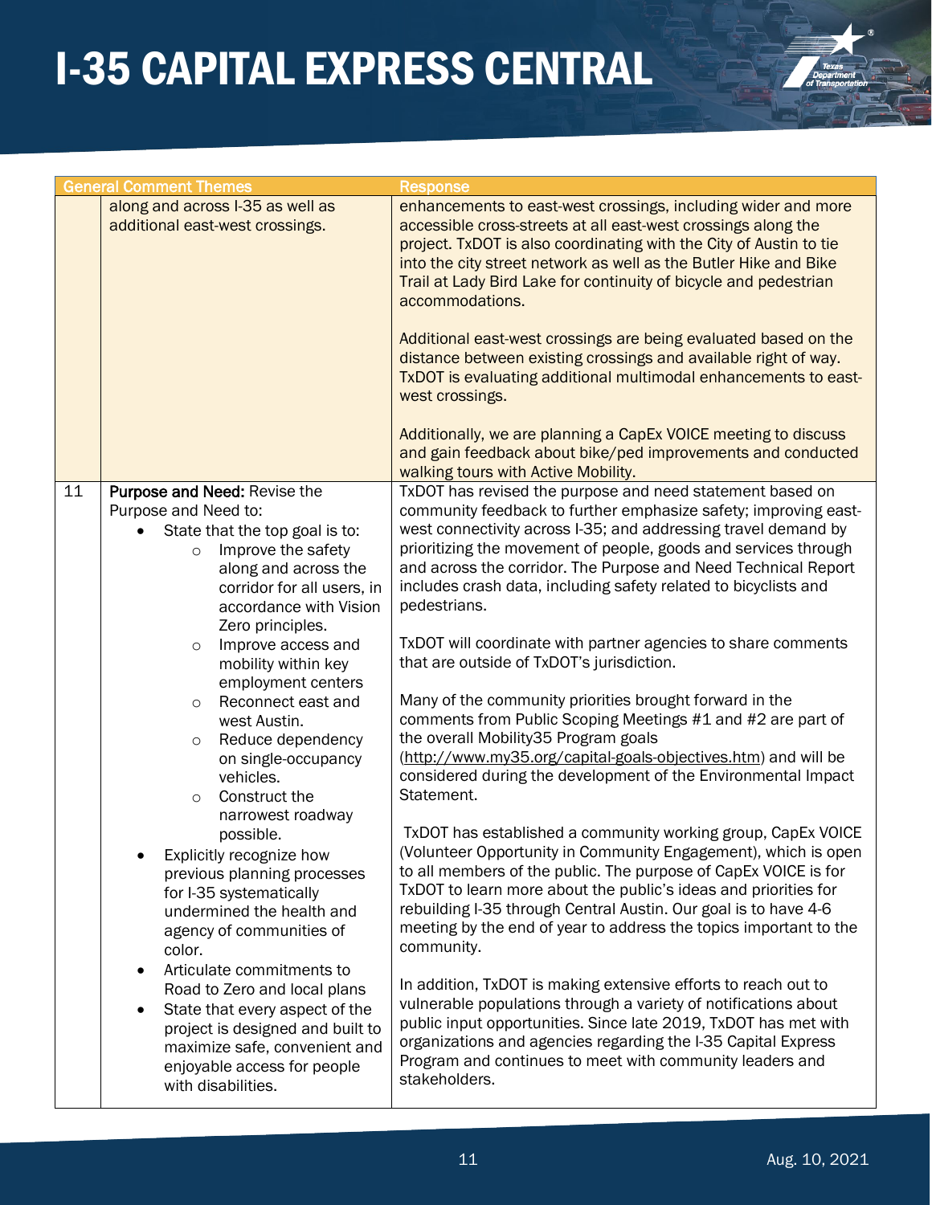| | General Comment Themes | Response |
|---|---|---|
| | along and across I-35 as well as additional east-west crossings. | enhancements to east-west crossings, including wider and more accessible cross-streets at all east-west crossings along the project. TxDOT is also coordinating with the City of Austin to tie into the city street network as well as the Butler Hike and Bike Trail at Lady Bird Lake for continuity of bicycle and pedestrian accommodations.<br><br>Additional east-west crossings are being evaluated based on the distance between existing crossings and available right of way. TxDOT is evaluating additional multimodal enhancements to east-west crossings.<br><br>Additionally, we are planning a CapEx VOICE meeting to discuss and gain feedback about bike/ped improvements and conducted walking tours with Active Mobility. |
| 11 | **Purpose and Need:** Revise the Purpose and Need to:<br>• State that the top goal is to:<br>&nbsp;&nbsp;&nbsp;&nbsp;○ Improve the safety along and across the corridor for all users, in accordance with Vision Zero principles.<br>&nbsp;&nbsp;&nbsp;&nbsp;○ Improve access and mobility within key employment centers<br>&nbsp;&nbsp;&nbsp;&nbsp;○ Reconnect east and west Austin.<br>&nbsp;&nbsp;&nbsp;&nbsp;○ Reduce dependency on single-occupancy vehicles.<br>&nbsp;&nbsp;&nbsp;&nbsp;○ Construct the narrowest roadway possible.<br>• Explicitly recognize how previous planning processes for I-35 systematically undermined the health and agency of communities of color.<br>• Articulate commitments to Road to Zero and local plans<br>• State that every aspect of the project is designed and built to maximize safe, convenient and enjoyable access for people with disabilities. | TxDOT has revised the purpose and need statement based on community feedback to further emphasize safety; improving east-west connectivity across I-35; and addressing travel demand by prioritizing the movement of people, goods and services through and across the corridor. The Purpose and Need Technical Report includes crash data, including safety related to bicyclists and pedestrians.<br><br>TxDOT will coordinate with partner agencies to share comments that are outside of TxDOT's jurisdiction.<br><br>Many of the community priorities brought forward in the comments from Public Scoping Meetings #1 and #2 are part of the overall Mobility35 Program goals (http://www.my35.org/capital-goals-objectives.htm) and will be considered during the development of the Environmental Impact Statement.<br><br>TxDOT has established a community working group, CapEx VOICE (Volunteer Opportunity in Community Engagement), which is open to all members of the public. The purpose of CapEx VOICE is for TxDOT to learn more about the public's ideas and priorities for rebuilding I-35 through Central Austin. Our goal is to have 4-6 meeting by the end of year to address the topics important to the community.<br><br>In addition, TxDOT is making extensive efforts to reach out to vulnerable populations through a variety of notifications about public input opportunities. Since late 2019, TxDOT has met with organizations and agencies regarding the I-35 Capital Express Program and continues to meet with community leaders and stakeholders. |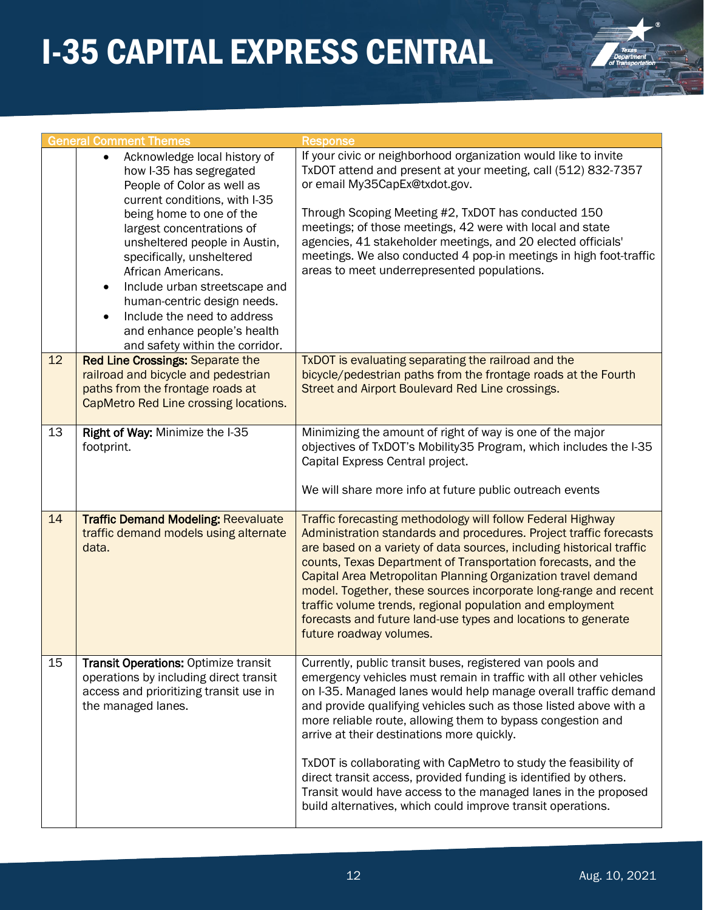| General Comment Themes | | Response |
|---|---|---|
| | • Acknowledge local history of how I-35 has segregated People of Color as well as current conditions, with I-35 being home to one of the largest concentrations of unsheltered people in Austin, specifically, unsheltered African Americans.<br>• Include urban streetscape and human-centric design needs.<br>• Include the need to address and enhance people's health and safety within the corridor. | If your civic or neighborhood organization would like to invite TxDOT attend and present at your meeting, call (512) 832-7357 or email My35CapEx@txdot.gov.<br><br>Through Scoping Meeting #2, TxDOT has conducted 150 meetings; of those meetings, 42 were with local and state agencies, 41 stakeholder meetings, and 20 elected officials' meetings. We also conducted 4 pop-in meetings in high foot-traffic areas to meet underrepresented populations. |
| 12 | **Red Line Crossings:** Separate the railroad and bicycle and pedestrian paths from the frontage roads at CapMetro Red Line crossing locations. | TxDOT is evaluating separating the railroad and the bicycle/pedestrian paths from the frontage roads at the Fourth Street and Airport Boulevard Red Line crossings. |
| 13 | **Right of Way:** Minimize the I-35 footprint. | Minimizing the amount of right of way is one of the major objectives of TxDOT's Mobility35 Program, which includes the I-35 Capital Express Central project.<br><br>We will share more info at future public outreach events |
| 14 | **Traffic Demand Modeling:** Reevaluate traffic demand models using alternate data. | Traffic forecasting methodology will follow Federal Highway Administration standards and procedures. Project traffic forecasts are based on a variety of data sources, including historical traffic counts, Texas Department of Transportation forecasts, and the Capital Area Metropolitan Planning Organization travel demand model. Together, these sources incorporate long-range and recent traffic volume trends, regional population and employment forecasts and future land-use types and locations to generate future roadway volumes. |
| 15 | **Transit Operations:** Optimize transit operations by including direct transit access and prioritizing transit use in the managed lanes. | Currently, public transit buses, registered van pools and emergency vehicles must remain in traffic with all other vehicles on I-35. Managed lanes would help manage overall traffic demand and provide qualifying vehicles such as those listed above with a more reliable route, allowing them to bypass congestion and arrive at their destinations more quickly.<br><br>TxDOT is collaborating with CapMetro to study the feasibility of direct transit access, provided funding is identified by others. Transit would have access to the managed lanes in the proposed build alternatives, which could improve transit operations. |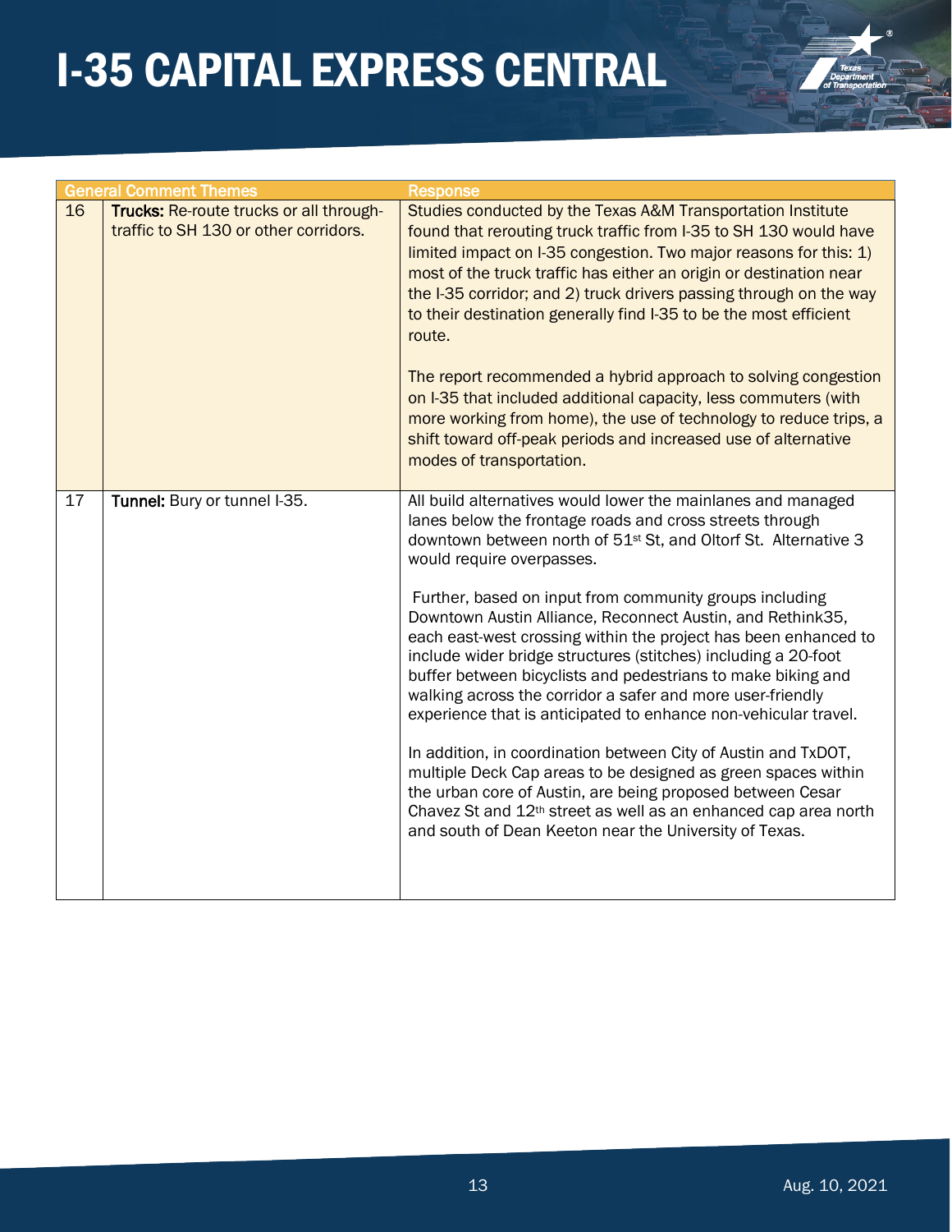# I-35 CAPITAL EXPRESS CENTRAL

| | General Comment Themes | Response |
|---|---|---|
| 16 | **Trucks:** Re-route trucks or all through-traffic to SH 130 or other corridors. | Studies conducted by the Texas A&M Transportation Institute found that rerouting truck traffic from I-35 to SH 130 would have limited impact on I-35 congestion. Two major reasons for this: 1) most of the truck traffic has either an origin or destination near the I-35 corridor; and 2) truck drivers passing through on the way to their destination generally find I-35 to be the most efficient route.<br><br>The report recommended a hybrid approach to solving congestion on I-35 that included additional capacity, less commuters (with more working from home), the use of technology to reduce trips, a shift toward off-peak periods and increased use of alternative modes of transportation. |
| 17 | **Tunnel:** Bury or tunnel I-35. | All build alternatives would lower the mainlanes and managed lanes below the frontage roads and cross streets through downtown between north of 51st St, and Oltorf St. Alternative 3 would require overpasses.<br><br>Further, based on input from community groups including Downtown Austin Alliance, Reconnect Austin, and Rethink35, each east-west crossing within the project has been enhanced to include wider bridge structures (stitches) including a 20-foot buffer between bicyclists and pedestrians to make biking and walking across the corridor a safer and more user-friendly experience that is anticipated to enhance non-vehicular travel.<br><br>In addition, in coordination between City of Austin and TxDOT, multiple Deck Cap areas to be designed as green spaces within the urban core of Austin, are being proposed between Cesar Chavez St and 12th street as well as an enhanced cap area north and south of Dean Keeton near the University of Texas. |